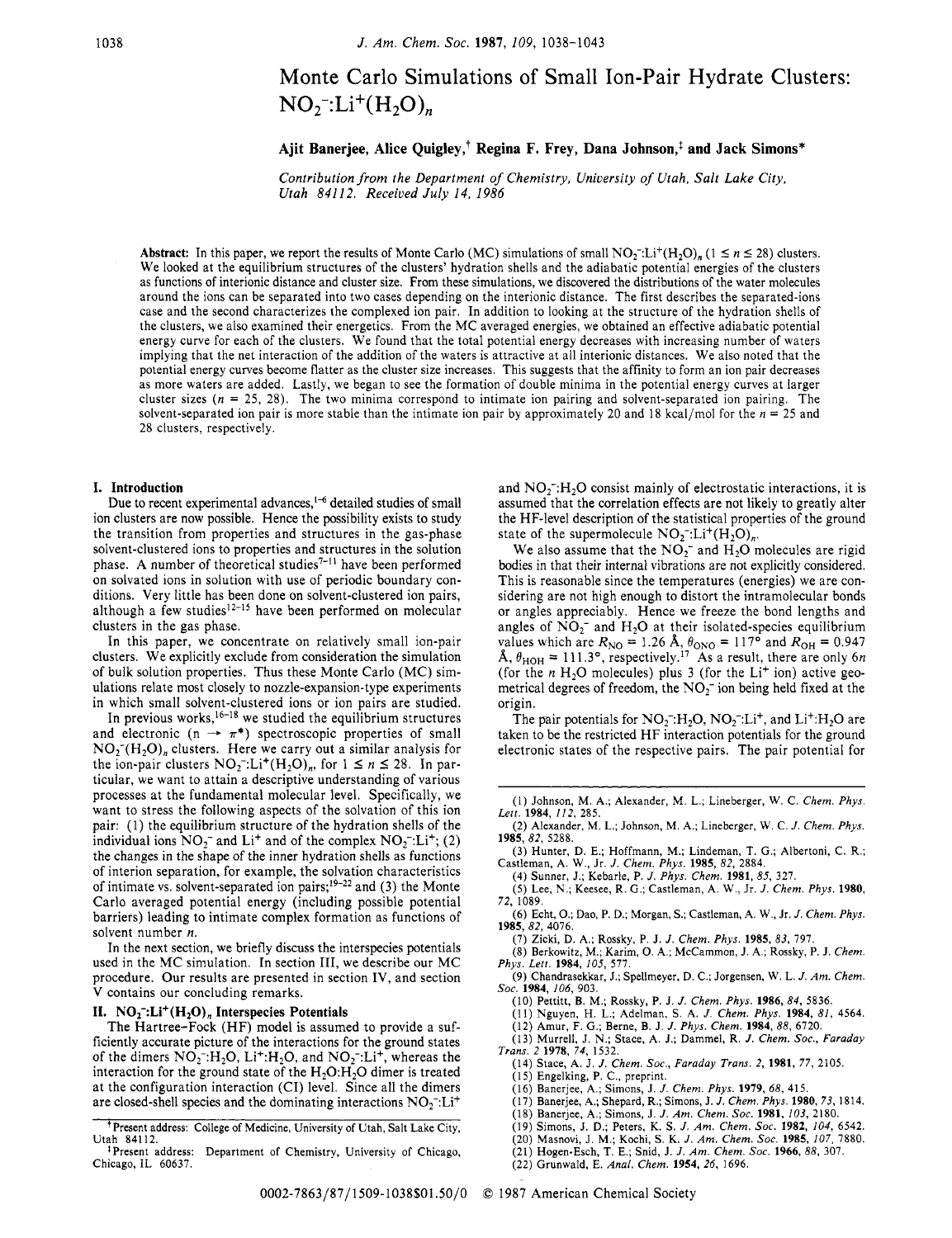# Monte Carlo Simulations of Small Ion-Pair Hydrate Clusters: $NO_2^-:Li^+(H_2O)_n$

**Ajit Banerjee, Alice Quigley,[†] Regina F. Frey, Dana Johnson,[‡] and Jack Simons***

*Contribution from the Department of Chemistry, University of Utah, Salt Lake City, Utah 84112. Received July 14, 1986*

**Abstract:** In this paper, we report the results of Monte Carlo (MC) simulations of small $NO_2^-:Li^+(H_2O)_n$ ($1 \leq n \leq 28$) clusters. We looked at the equilibrium structures of the clusters' hydration shells and the adiabatic potential energies of the clusters as functions of interionic distance and cluster size. From these simulations, we discovered the distributions of the water molecules around the ions can be separated into two cases depending on the interionic distance. The first describes the separated-ions case and the second characterizes the complexed ion pair. In addition to looking at the structure of the hydration shells of the clusters, we also examined their energetics. From the MC averaged energies, we obtained an effective adiabatic potential energy curve for each of the clusters. We found that the total potential energy decreases with increasing number of waters implying that the net interaction of the addition of the waters is attractive at all interionic distances. We also noted that the potential energy curves become flatter as the cluster size increases. This suggests that the affinity to form an ion pair decreases as more waters are added. Lastly, we began to see the formation of double minima in the potential energy curves at larger cluster sizes ($n$ = 25, 28). The two minima correspond to intimate ion pairing and solvent-separated ion pairing. The solvent-separated ion pair is more stable than the intimate ion pair by approximately 20 and 18 kcal/mol for the $n$ = 25 and 28 clusters, respectively.

## I. Introduction

Due to recent experimental advances,[1-6] detailed studies of small ion clusters are now possible. Hence the possibility exists to study the transition from properties and structures in the gas-phase solvent-clustered ions to properties and structures in the solution phase. A number of theoretical studies[7-11] have been performed on solvated ions in solution with use of periodic boundary conditions. Very little has been done on solvent-clustered ion pairs, although a few studies[12-15] have been performed on molecular clusters in the gas phase.

In this paper, we concentrate on relatively small ion-pair clusters. We explicitly exclude from consideration the simulation of bulk solution properties. Thus these Monte Carlo (MC) simulations relate most closely to nozzle-expansion-type experiments in which small solvent-clustered ions or ion pairs are studied.

In previous works,[16-18] we studied the equilibrium structures and electronic ($n \rightarrow \pi^*$) spectroscopic properties of small $NO_2^-(H_2O)_n$ clusters. Here we carry out a similar analysis for the ion-pair clusters $NO_2^-:Li^+(H_2O)_n$, for $1 \leq n \leq 28$. In particular, we want to attain a descriptive understanding of various processes at the fundamental molecular level. Specifically, we want to stress the following aspects of the solvation of this ion pair: (1) the equilibrium structure of the hydration shells of the individual ions $NO_2^-$ and $Li^+$ and of the complex $NO_2^-:Li^+$; (2) the changes in the shape of the inner hydration shells as functions of interion separation, for example, the solvation characteristics of intimate vs. solvent-separated ion pairs;[19-22] and (3) the Monte Carlo averaged potential energy (including possible potential barriers) leading to intimate complex formation as functions of solvent number $n$.

In the next section, we briefly discuss the interspecies potentials used in the MC simulation. In section III, we describe our MC procedure. Our results are presented in section IV, and section V contains our concluding remarks.

## II. $NO_2^-:Li^+(H_2O)_n$ Interspecies Potentials

The Hartree-Fock (HF) model is assumed to provide a sufficiently accurate picture of the interactions for the ground states of the dimers $NO_2^-:H_2O$, $Li^+:H_2O$, and $NO_2^-:Li^+$, whereas the interaction for the ground state of the $H_2O:H_2O$ dimer is treated at the configuration interaction (CI) level. Since all the dimers are closed-shell species and the dominating interactions $NO_2^-:Li^+$ and $NO_2^-:H_2O$ consist mainly of electrostatic interactions, it is assumed that the correlation effects are not likely to greatly alter the HF-level description of the statistical properties of the ground state of the supermolecule $NO_2^-:Li^+(H_2O)_n$.

We also assume that the $NO_2^-$ and $H_2O$ molecules are rigid bodies in that their internal vibrations are not explicitly considered. This is reasonable since the temperatures (energies) we are considering are not high enough to distort the intramolecular bonds or angles appreciably. Hence we freeze the bond lengths and angles of $NO_2^-$ and $H_2O$ at their isolated-species equilibrium values which are $R_{NO}$ = 1.26 Å, $\theta_{ONO}$ = 117° and $R_{OH}$ = 0.947 Å, $\theta_{HOH}$ = 111.3°, respectively.[17] As a result, there are only $6n$ (for the $n$ $H_2O$ molecules) plus 3 (for the $Li^+$ ion) active geometrical degrees of freedom, the $NO_2^-$ ion being held fixed at the origin.

The pair potentials for $NO_2^-:H_2O$, $NO_2^-:Li^+$, and $Li^+:H_2O$ are taken to be the restricted HF interaction potentials for the ground electronic states of the respective pairs. The pair potential for

---

[†] Present address: College of Medicine, University of Utah, Salt Lake City, Utah 84112.

[‡] Present address: Department of Chemistry, University of Chicago, Chicago, IL 60637.

(1) Johnson, M. A.; Alexander, M. L.; Lineberger, W. C. *Chem. Phys. Lett.* **1984**, *112*, 285.
(2) Alexander, M. L.; Johnson, M. A.; Lineberger, W. C. *J. Chem. Phys.* **1985**, *82*, 5288.
(3) Hunter, D. E.; Hoffmann, M.; Lindeman, T. G.; Albertoni, C. R.; Castleman, A. W., Jr. *J. Chem. Phys.* **1985**, *82*, 2884.
(4) Sunner, J.; Kebarle, P. *J. Phys. Chem.* **1981**, *85*, 327.
(5) Lee, N.; Keesee, R. G.; Castleman, A. W., Jr. *J. Chem. Phys.* **1980**, *72*, 1089.
(6) Echt, O.; Dao, P. D.; Morgan, S.; Castleman, A. W., Jr. *J. Chem. Phys.* **1985**, *82*, 4076.
(7) Zicki, D. A.; Rossky, P. J. *J. Chem. Phys.* **1985**, *83*, 797.
(8) Berkowitz, M.; Karim, O. A.; McCammon, J. A.; Rossky, P. J. *Chem. Phys. Lett.* **1984**, *105*, 577.
(9) Chandrasekkar, J.; Spellmeyer, D. C.; Jorgensen, W. L. *J. Am. Chem. Soc.* **1984**, *106*, 903.
(10) Pettitt, B. M.; Rossky, P. J. *J. Chem. Phys.* **1986**, *84*, 5836.
(11) Nguyen, H. L.; Adelman, S. A. *J. Chem. Phys.* **1984**, *81*, 4564.
(12) Amur, F. G.; Berne, B. J. *J. Phys. Chem.* **1984**, *88*, 6720.
(13) Murrell, J. N.; Stace, A. J.; Dammel, R. *J. Chem. Soc., Faraday Trans. 2* **1978**, *74*, 1532.
(14) Stace, A. J. *J. Chem. Soc., Faraday Trans. 2*, **1981**, *77*, 2105.
(15) Engelking, P. C., preprint.
(16) Banerjee, A.; Simons, J. *J. Chem. Phys.* **1979**, *68*, 415.
(17) Banerjee, A.; Shepard, R.; Simons, J. *J. Chem. Phys.* **1980**, *73*, 1814.
(18) Banerjee, A.; Simons, J. *J. Am. Chem. Soc.* **1981**, *103*, 2180.
(19) Simons, J. D.; Peters, K. S. *J. Am. Chem. Soc.* **1982**, *104*, 6542.
(20) Masnovi, J. M.; Kochi, S. K. *J. Am. Chem. Soc.* **1985**, *107*, 7880.
(21) Hogen-Esch, T. E.; Smid, J. *J. Am. Chem. Soc.* **1966**, *88*, 307.
(22) Grunwald, E. *Anal. Chem.* **1954**, *26*, 1696.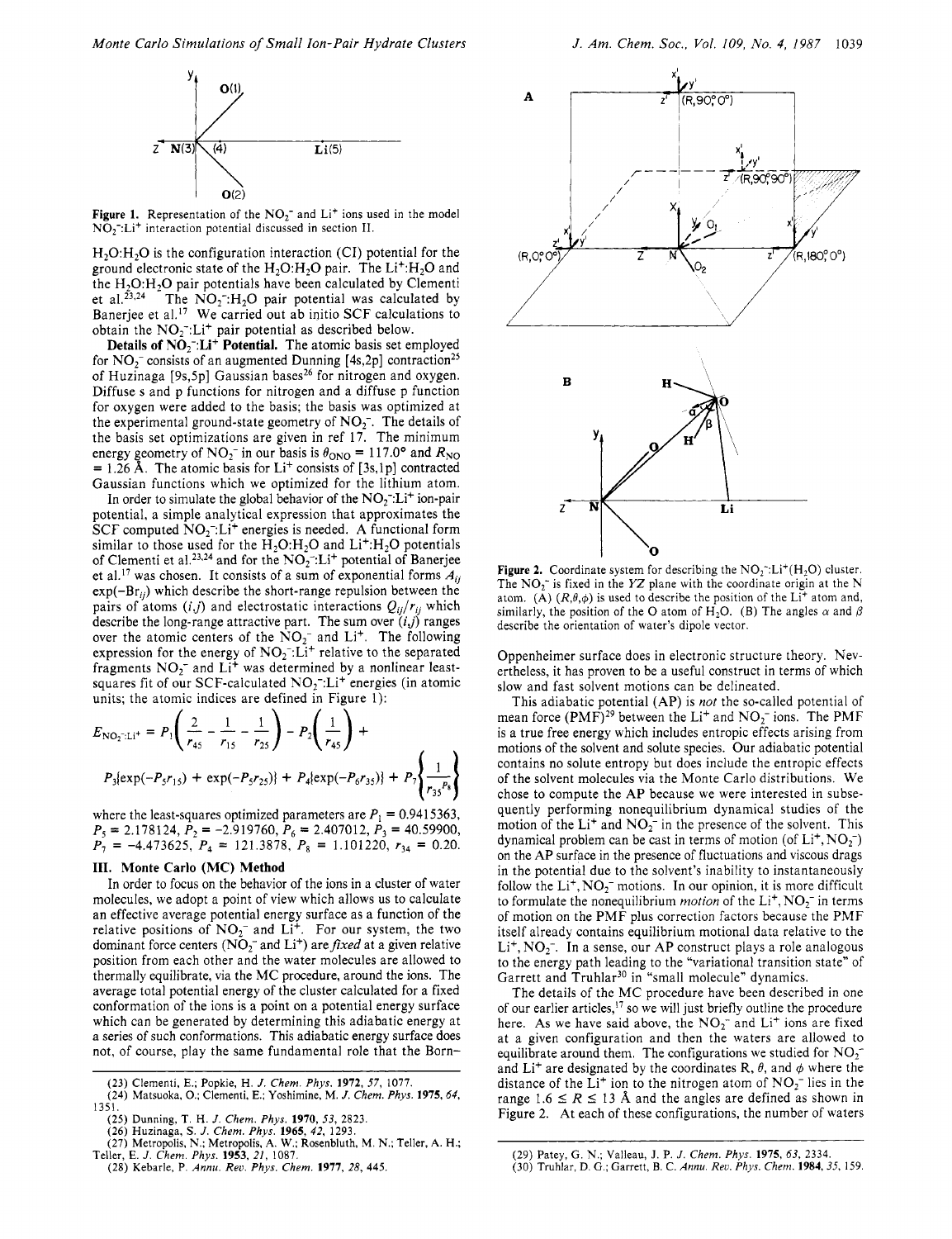Figure 1. Representation of the $NO_2^-$ and $Li^+$ ions used in the model $NO_2^-:Li^+$ interaction potential discussed in section II.

$H_2O:H_2O$ is the configuration interaction (CI) potential for the ground electronic state of the $H_2O:H_2O$ pair. The $Li^+:H_2O$ and the $H_2O:H_2O$ pair potentials have been calculated by Clementi et al.[23,24] The $NO_2^-:H_2O$ pair potential was calculated by Banerjee et al.[17] We carried out ab initio SCF calculations to obtain the $NO_2^-:Li^+$ pair potential as described below.

**Details of $NO_2^-:Li^+$ Potential.** The atomic basis set employed for $NO_2^-$ consists of an augmented Dunning [4s,2p] contraction[25] of Huzinaga [9s,5p] Gaussian bases[26] for nitrogen and oxygen. Diffuse s and p functions for nitrogen and a diffuse p function for oxygen were added to the basis; the basis was optimized at the experimental ground-state geometry of $NO_2^-$. The details of the basis set optimizations are given in ref 17. The minimum energy geometry of $NO_2^-$ in our basis is $\theta_{ONO} = 117.0°$ and $R_{NO} = 1.26$ Å. The atomic basis for $Li^+$ consists of [3s,1p] contracted Gaussian functions which we optimized for the lithium atom.

In order to simulate the global behavior of the $NO_2^-:Li^+$ ion-pair potential, a simple analytical expression that approximates the SCF computed $NO_2^-:Li^+$ energies is needed. A functional form similar to those used for the $H_2O:H_2O$ and $Li^+:H_2O$ potentials of Clementi et al.[23,24] and for the $NO_2^-:Li^+$ potential of Banerjee et al.[17] was chosen. It consists of a sum of exponential forms $A_{ij}\exp(-Br_{ij})$ which describe the short-range repulsion between the pairs of atoms $(i,j)$ and electrostatic interactions $Q_{ij}/r_{ij}$ which describe the long-range attractive part. The sum over $(i,j)$ ranges over the atomic centers of the $NO_2^-$ and $Li^+$. The following expression for the energy of $NO_2^-:Li^+$ relative to the separated fragments $NO_2^-$ and $Li^+$ was determined by a nonlinear least-squares fit of our SCF-calculated $NO_2^-:Li^+$ energies (in atomic units; the atomic indices are defined in Figure 1):

$$E_{NO_2^-:Li^+} = P_1\left(\frac{2}{r_{45}} - \frac{1}{r_{15}} - \frac{1}{r_{25}}\right) - P_2\left(\frac{1}{r_{45}}\right) + P_3\{\exp(-P_5 r_{15}) + \exp(-P_5 r_{25})\} + P_4\{\exp(-P_6 r_{35})\} + P_7\left\{\frac{1}{r_{35}^{P_8}}\right\}$$

where the least-squares optimized parameters are $P_1 = 0.9415363$, $P_5 = 2.178124$, $P_2 = -2.919760$, $P_6 = 2.407012$, $P_3 = 40.59900$, $P_7 = -4.473625$, $P_4 = 121.3878$, $P_8 = 1.101220$, $r_{34} = 0.20$.

## III. Monte Carlo (MC) Method

In order to focus on the behavior of the ions in a cluster of water molecules, we adopt a point of view which allows us to calculate an effective average potential energy surface as a function of the relative positions of $NO_2^-$ and $Li^+$. For our system, the two dominant force centers ($NO_2^-$ and $Li^+$) are *fixed* at a given relative position from each other and the water molecules are allowed to thermally equilibrate, via the MC procedure, around the ions. The average total potential energy of the cluster calculated for a fixed conformation of the ions is a point on a potential energy surface which can be generated by determining this adiabatic energy at a series of such conformations. This adiabatic energy surface does not, of course, play the same fundamental role that the Born–Oppenheimer surface does in electronic structure theory. Nevertheless, it has proven to be a useful construct in terms of which slow and fast solvent motions can be delineated.

This adiabatic potential (AP) is *not* the so-called potential of mean force (PMF)[29] between the $Li^+$ and $NO_2^-$ ions. The PMF is a true free energy which includes entropic effects arising from motions of the solvent and solute species. Our adiabatic potential contains no solute entropy but does include the entropic effects of the solvent molecules via the Monte Carlo distributions. We chose to compute the AP because we were interested in subsequently performing nonequilibrium dynamical studies of the motion of the $Li^+$ and $NO_2^-$ in the presence of the solvent. This dynamical problem can be cast in terms of motion (of $Li^+$,$NO_2^-$) on the AP surface in the presence of fluctuations and viscous drags in the potential due to the solvent's inability to instantaneously follow the $Li^+$,$NO_2^-$ motions. In our opinion, it is more difficult to formulate the nonequilibrium *motion* of the $Li^+$,$NO_2^-$ in terms of motion on the PMF plus correction factors because the PMF itself already contains equilibrium motional data relative to the $Li^+$,$NO_2^-$. In a sense, our AP construct plays a role analogous to the energy path leading to the "variational transition state" of Garrett and Truhlar[30] in "small molecule" dynamics.

Figure 2. Coordinate system for describing the $NO_2^-:Li^+(H_2O)$ cluster. The $NO_2^-$ is fixed in the $YZ$ plane with the coordinate origin at the N atom. (A) $(R,\theta,\phi)$ is used to describe the position of the $Li^+$ atom and, similarly, the position of the O atom of $H_2O$. (B) The angles $\alpha$ and $\beta$ describe the orientation of water's dipole vector.

The details of the MC procedure have been described in one of our earlier articles,[17] so we will just briefly outline the procedure here. As we have said above, the $NO_2^-$ and $Li^+$ ions are fixed at a given configuration and then the waters are allowed to equilibrate around them. The configurations we studied for $NO_2^-$ and $Li^+$ are designated by the coordinates R, $\theta$, and $\phi$ where the distance of the $Li^+$ ion to the nitrogen atom of $NO_2^-$ lies in the range $1.6 \leq R \leq 13$ Å and the angles are defined as shown in Figure 2. At each of these configurations, the number of waters

(23) Clementi, E.; Popkie, H. *J. Chem. Phys.* **1972**, *57*, 1077.
(24) Matsuoka, O.; Clementi, E.; Yoshimine, M. *J. Chem. Phys.* **1975**, *64*, 1351.
(25) Dunning, T. H. *J. Chem. Phys.* **1970**, *53*, 2823.
(26) Huzinaga, S. *J. Chem. Phys.* **1965**, *42*, 1293.
(27) Metropolis, N.; Metropolis, A. W.; Rosenbluth, M. N.; Teller, A. H.; Teller, E. *J. Chem. Phys.* **1953**, *21*, 1087.
(28) Kebarle, P. *Annu. Rev. Phys. Chem.* **1977**, *28*, 445.
(29) Patey, G. N.; Valleau, J. P. *J. Chem. Phys.* **1975**, *63*, 2334.
(30) Truhlar, D. G.; Garrett, B. C. *Annu. Rev. Phys. Chem.* **1984**, *35*, 159.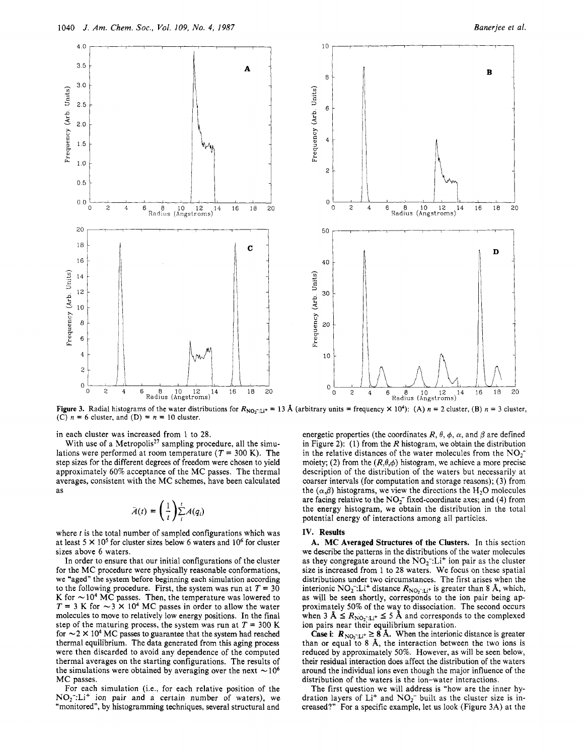Figure 3. Radial histograms of the water distributions for $R_{NO_2^-:Li^+} = 13$ Å (arbitrary units = frequency × $10^4$): (A) $n = 2$ cluster, (B) $n = 3$ cluster, (C) $n = 6$ cluster, and (D) = $n = 10$ cluster.

in each cluster was increased from 1 to 28.

With use of a Metropolis[27] sampling procedure, all the simulations were performed at room temperature ($T = 300$ K). The step sizes for the different degrees of freedom were chosen to yield approximately 60% acceptance of the MC passes. The thermal averages, consistent with the MC schemes, have been calculated as

$$\bar{A}(t) = \left(\frac{1}{t}\right)\sum_{i}^{t} A(q_i)$$

where $t$ is the total number of sampled configurations which was at least $5 \times 10^5$ for cluster sizes below 6 waters and $10^6$ for cluster sizes above 6 waters.

In order to ensure that our initial configurations of the cluster for the MC procedure were physically reasonable conformations, we "aged" the system before beginning each simulation according to the following procedure. First, the system was run at $T = 30$ K for $\sim 10^4$ MC passes. Then, the temperature was lowered to $T = 3$ K for $\sim 3 \times 10^4$ MC passes in order to allow the water molecules to move to relatively low energy positions. In the final step of the maturing process, the system was run at $T = 300$ K for $\sim 2 \times 10^4$ MC passes to guarantee that the system had reached thermal equilibrium. The data generated from this aging process were then discarded to avoid any dependence of the computed thermal averages on the starting configurations. The results of the simulations were obtained by averaging over the next $\sim 10^6$ MC passes.

For each simulation (i.e., for each relative position of the $NO_2^-$:$Li^+$ ion pair and a certain number of waters), we "monitored", by histogramming techniques, several structural and energetic properties (the coordinates $R$, $\theta$, $\phi$, $\alpha$, and $\beta$ are defined in Figure 2): (1) from the $R$ histogram, we obtain the distribution in the relative distances of the water molecules from the $NO_2^-$ moiety; (2) from the $(R,\theta,\phi)$ histogram, we achieve a more precise description of the distribution of the waters but necessarily at coarser intervals (for computation and storage reasons); (3) from the $(\alpha,\beta)$ histograms, we view the directions the $H_2O$ molecules are facing relative to the $NO_2^-$ fixed-coordinate axes; and (4) from the energy histogram, we obtain the distribution in the total potential energy of interactions among all particles.

## IV. Results

**A. MC Averaged Structures of the Clusters.** In this section we describe the patterns in the distributions of the water molecules as they congregate around the $NO_2^-$:$Li^+$ ion pair as the cluster size is increased from 1 to 28 waters. We focus on these spatial distributions under two circumstances. The first arises when the interionic $NO_2^-$:$Li^+$ distance $R_{NO_2^-:Li^+}$ is greater than 8 Å, which, as will be seen shortly, corresponds to the ion pair being approximately 50% of the way to dissociation. The second occurs when 3 Å ≤ $R_{NO_2^-:Li^+}$ ≤ 5 Å and corresponds to the complexed ion pairs near their equilibrium separation.

**Case i: $R_{NO_2^-:Li^+} \geq 8$ Å.** When the interionic distance is greater than or equal to 8 Å, the interaction between the two ions is reduced by approximately 50%. However, as will be seen below, their residual interaction does affect the distribution of the waters around the individual ions even though the major influence of the distribution of the waters is the ion–water interactions.

The first question we will address is "how are the inner hydration layers of $Li^+$ and $NO_2^-$ built as the cluster size is increased?" For a specific example, let us look (Figure 3A) at the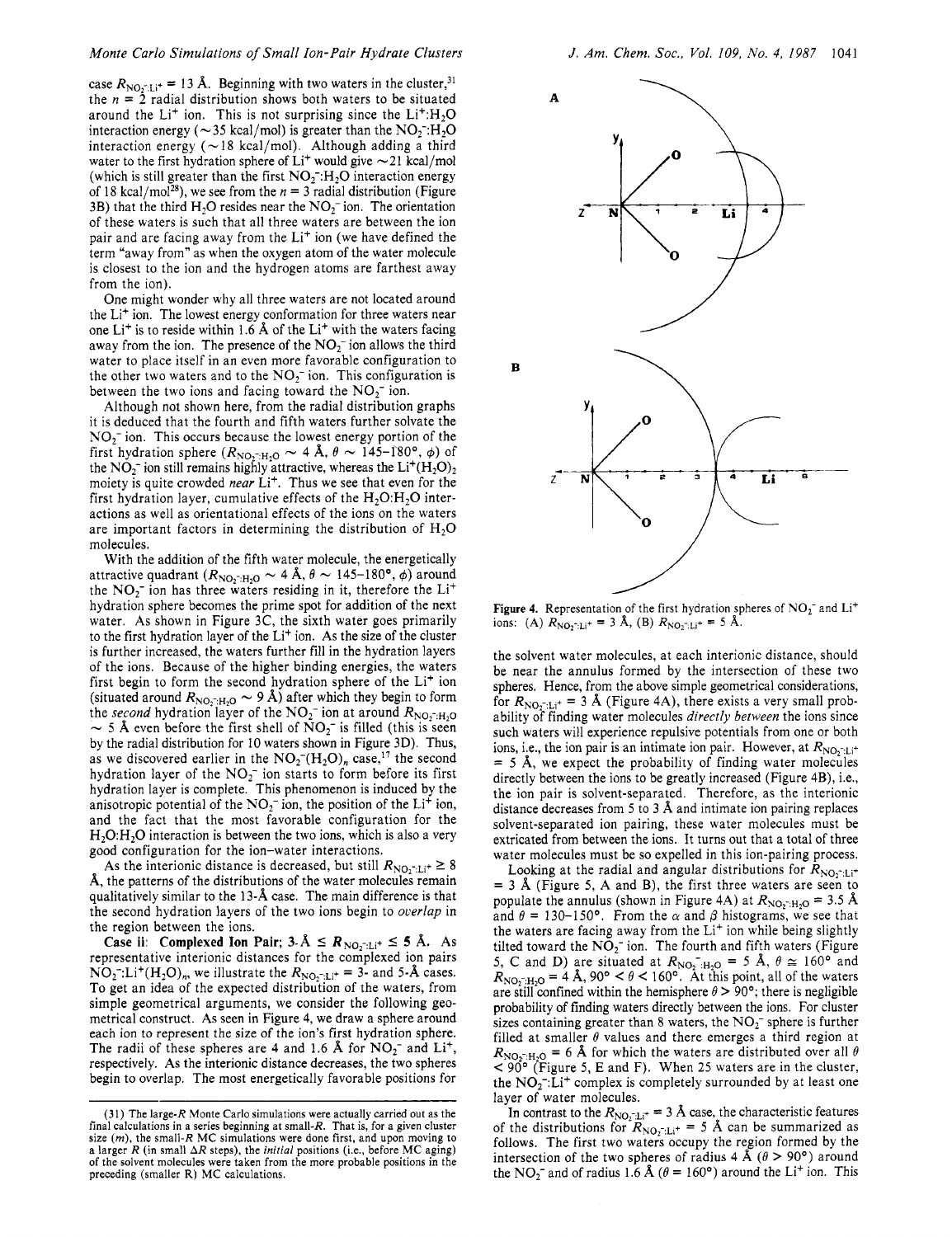case $R_{NO_2^-:Li^+} = 13$ Å. Beginning with two waters in the cluster,[31] the $n = 2$ radial distribution shows both waters to be situated around the $Li^+$ ion. This is not surprising since the $Li^+$:$H_2O$ interaction energy (~35 kcal/mol) is greater than the $NO_2^-$:$H_2O$ interaction energy (~18 kcal/mol). Although adding a third water to the first hydration sphere of $Li^+$ would give ~21 kcal/mol (which is still greater than the first $NO_2^-$:$H_2O$ interaction energy of 18 kcal/mol[28]), we see from the $n = 3$ radial distribution (Figure 3B) that the third $H_2O$ resides near the $NO_2^-$ ion. The orientation of these waters is such that all three waters are between the ion pair and are facing away from the $Li^+$ ion (we have defined the term "away from" as when the oxygen atom of the water molecule is closest to the ion and the hydrogen atoms are farthest away from the ion).

One might wonder why all three waters are not located around the $Li^+$ ion. The lowest energy conformation for three waters near one $Li^+$ is to reside within 1.6 Å of the $Li^+$ with the waters facing away from the ion. The presence of the $NO_2^-$ ion allows the third water to place itself in an even more favorable configuration to the other two waters and to the $NO_2^-$ ion. This configuration is between the two ions and facing toward the $NO_2^-$ ion.

Although not shown here, from the radial distribution graphs it is deduced that the fourth and fifth waters further solvate the $NO_2^-$ ion. This occurs because the lowest energy portion of the first hydration sphere ($R_{NO_2^-:H_2O} \sim 4$ Å, $\theta \sim 145$–$180°$, $\phi$) of the $NO_2^-$ ion still remains highly attractive, whereas the $Li^+(H_2O)_2$ moiety is quite crowded *near* $Li^+$. Thus we see that even for the first hydration layer, cumulative effects of the $H_2O$:$H_2O$ interactions as well as orientational effects of the ions on the waters are important factors in determining the distribution of $H_2O$ molecules.

With the addition of the fifth water molecule, the energetically attractive quadrant ($R_{NO_2^-:H_2O} \sim 4$ Å, $\theta \sim 145$–$180°$, $\phi$) around the $NO_2^-$ ion has three waters residing in it, therefore the $Li^+$ hydration sphere becomes the prime spot for addition of the next water. As shown in Figure 3C, the sixth water goes primarily to the first hydration layer of the $Li^+$ ion. As the size of the cluster is further increased, the waters further fill in the hydration layers of the ions. Because of the higher binding energies, the waters first begin to form the second hydration sphere of the $Li^+$ ion (situated around $R_{NO_2^-:H_2O} \sim 9$ Å) after which they begin to form the *second* hydration layer of the $NO_2^-$ ion at around $R_{NO_2^-:H_2O} \sim 5$ Å even before the first shell of $NO_2^-$ is filled (this is seen by the radial distribution for 10 waters shown in Figure 3D). Thus, as we discovered earlier in the $NO_2^-(H_2O)_n$ case,[17] the second hydration layer of the $NO_2^-$ ion starts to form before its first hydration layer is complete. This phenomenon is induced by the anisotropic potential of the $NO_2^-$ ion, the position of the $Li^+$ ion, and the fact that the most favorable configuration for the $H_2O$:$H_2O$ interaction is between the two ions, which is also a very good configuration for the ion–water interactions.

As the interionic distance is decreased, but still $R_{NO_2^-:Li^+} \geq 8$ Å, the patterns of the distributions of the water molecules remain qualitatively similar to the 13-Å case. The main difference is that the second hydration layers of the two ions begin to *overlap* in the region between the ions.

**Case ii: Complexed Ion Pair; 3 Å ≤ $R_{NO_2^-:Li^+}$ ≤ 5 Å.** As representative interionic distances for the complexed ion pairs $NO_2^-$:$Li^+(H_2O)_m$, we illustrate the $R_{NO_2^-:Li^+}$ = 3- and 5-Å cases. To get an idea of the expected distribution of the waters, from simple geometrical arguments, we consider the following geometrical construct. As seen in Figure 4, we draw a sphere around each ion to represent the size of the ion's first hydration sphere. The radii of these spheres are 4 and 1.6 Å for $NO_2^-$ and $Li^+$, respectively. As the interionic distance decreases, the two spheres begin to overlap. The most energetically favorable positions for the solvent water molecules, at each interionic distance, should be near the annulus formed by the intersection of these two spheres. Hence, from the above simple geometrical considerations, for $R_{NO_2^-:Li^+} = 3$ Å (Figure 4A), there exists a very small probability of finding water molecules *directly between* the ions since such waters will experience repulsive potentials from one or both ions, i.e., the ion pair is an intimate ion pair. However, at $R_{NO_2^-:Li^+} = 5$ Å, we expect the probability of finding water molecules directly between the ions to be greatly increased (Figure 4B), i.e., the ion pair is solvent-separated. Therefore, as the interionic distance decreases from 5 to 3 Å and intimate ion pairing replaces solvent-separated ion pairing, these water molecules must be extricated from between the ions. It turns out that a total of three water molecules must be so expelled in this ion-pairing process.

Figure 4. Representation of the first hydration spheres of $NO_2^-$ and $Li^+$ ions: (A) $R_{NO_2^-:Li^+} = 3$ Å, (B) $R_{NO_2^-:Li^+} = 5$ Å.

Looking at the radial and angular distributions for $R_{NO_2^-:Li^+} = 3$ Å (Figure 5, A and B), the first three waters are seen to populate the annulus (shown in Figure 4A) at $R_{NO_2^-:H_2O} = 3.5$ Å and $\theta = 130$–$150°$. From the $\alpha$ and $\beta$ histograms, we see that the waters are facing away from the $Li^+$ ion while being slightly tilted toward the $NO_2^-$. The fourth and fifth waters (Figure 5, C and D) are situated at $R_{NO_2^-:H_2O} = 5$ Å, $\theta \simeq 160°$ and $R_{NO_2^-:H_2O} = 4$ Å, $90° < \theta < 160°$. At this point, all of the waters are still confined within the hemisphere $\theta > 90°$; there is negligible probability of finding waters directly between the ions. For cluster sizes containing greater than 8 waters, the $NO_2^-$ sphere is further filled at smaller $\theta$ values and there emerges a third region at $R_{NO_2^-:H_2O} = 6$ Å for which the waters are distributed over all $\theta < 90°$ (Figure 5, E and F). When 25 waters are in the cluster, the $NO_2^-$:$Li^+$ complex is completely surrounded by at least one layer of water molecules.

In contrast to the $R_{NO_2^-:Li^+} = 3$ Å case, the characteristic features of the distributions for $R_{NO_2^-:Li^+} = 5$ Å can be summarized as follows. The first two waters occupy the region formed by the intersection of the two spheres of radius 4 Å ($\theta > 90°$) around the $NO_2^-$ and of radius 1.6 Å ($\theta = 160°$) around the $Li^+$ ion. This

(31) The large-$R$ Monte Carlo simulations were actually carried out as the final calculations in a series beginning at small-$R$. That is, for a given cluster size ($m$), the small-$R$ MC simulations were done first, and upon moving to a larger $R$ (in small $\Delta R$ steps), the *initial* positions (i.e., before MC aging) of the solvent molecules were taken from the more probable positions in the preceding (smaller R) MC calculations.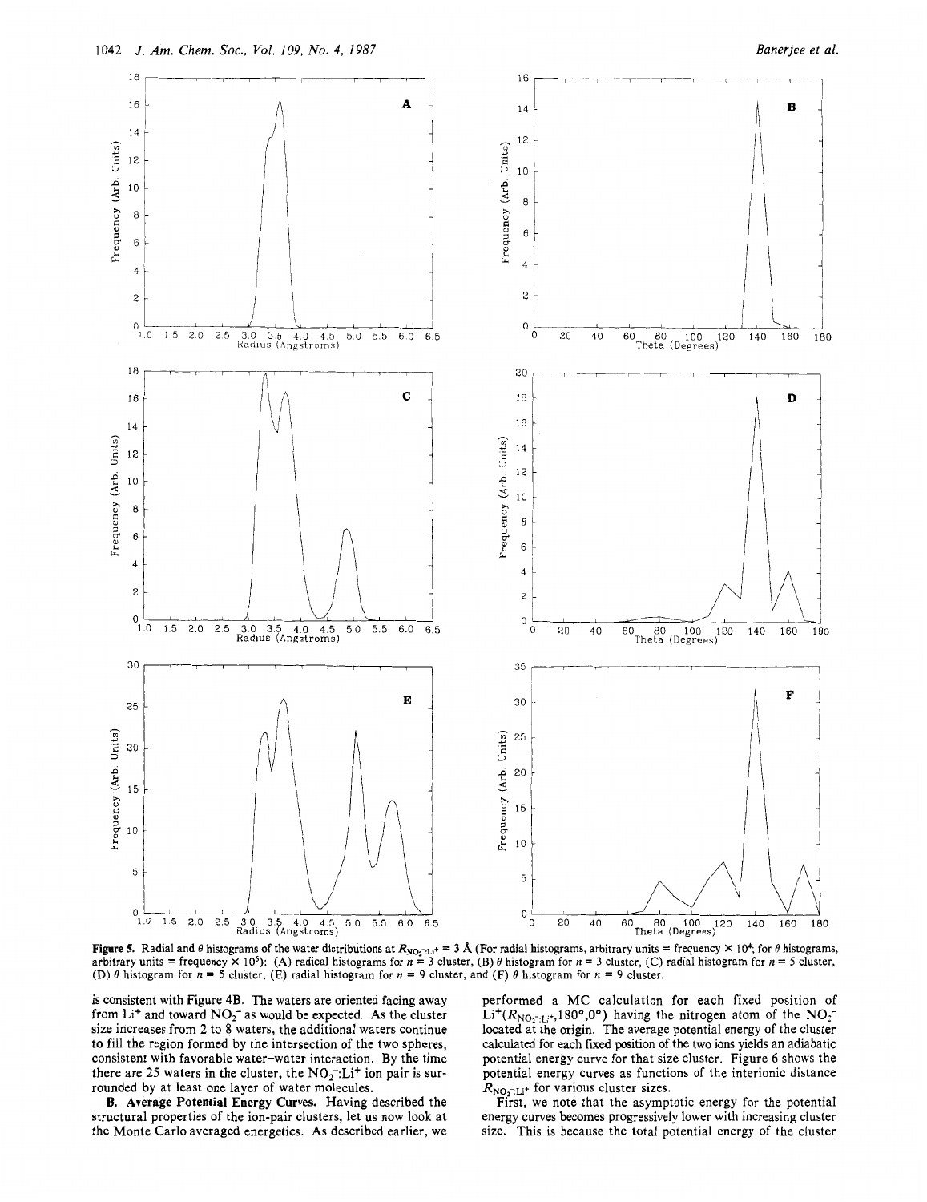Figure 5. Radial and $\theta$ histograms of the water distributions at $R_{NO_2^-:Li^+} = 3$ Å (For radial histograms, arbitrary units = frequency × $10^4$; for $\theta$ histograms, arbitrary units = frequency × $10^5$): (A) radical histograms for $n = 3$ cluster, (B) $\theta$ histogram for $n = 3$ cluster, (C) radial histogram for $n = 5$ cluster, (D) $\theta$ histogram for $n = 5$ cluster, (E) radial histogram for $n = 9$ cluster, and (F) $\theta$ histogram for $n = 9$ cluster.

is consistent with Figure 4B. The waters are oriented facing away from $Li^+$ and toward $NO_2^-$ as would be expected. As the cluster size increases from 2 to 8 waters, the additional waters continue to fill the region formed by the intersection of the two spheres, consistent with favorable water–water interaction. By the time there are 25 waters in the cluster, the $NO_2^-$:$Li^+$ ion pair is surrounded by at least one layer of water molecules.

**B. Average Potential Energy Curves.** Having described the structural properties of the ion-pair clusters, let us now look at the Monte Carlo averaged energetics. As described earlier, we performed a MC calculation for each fixed position of $Li^+(R_{NO_2^-:Li^+}, 180°, 0°)$ having the nitrogen atom of the $NO_2^-$ located at the origin. The average potential energy of the cluster calculated for each fixed position of the two ions yields an adiabatic potential energy curve for that size cluster. Figure 6 shows the potential energy curves as functions of the interionic distance $R_{NO_2^-:Li^+}$ for various cluster sizes.

First, we note that the asymptotic energy for the potential energy curves becomes progressively lower with increasing cluster size. This is because the total potential energy of the cluster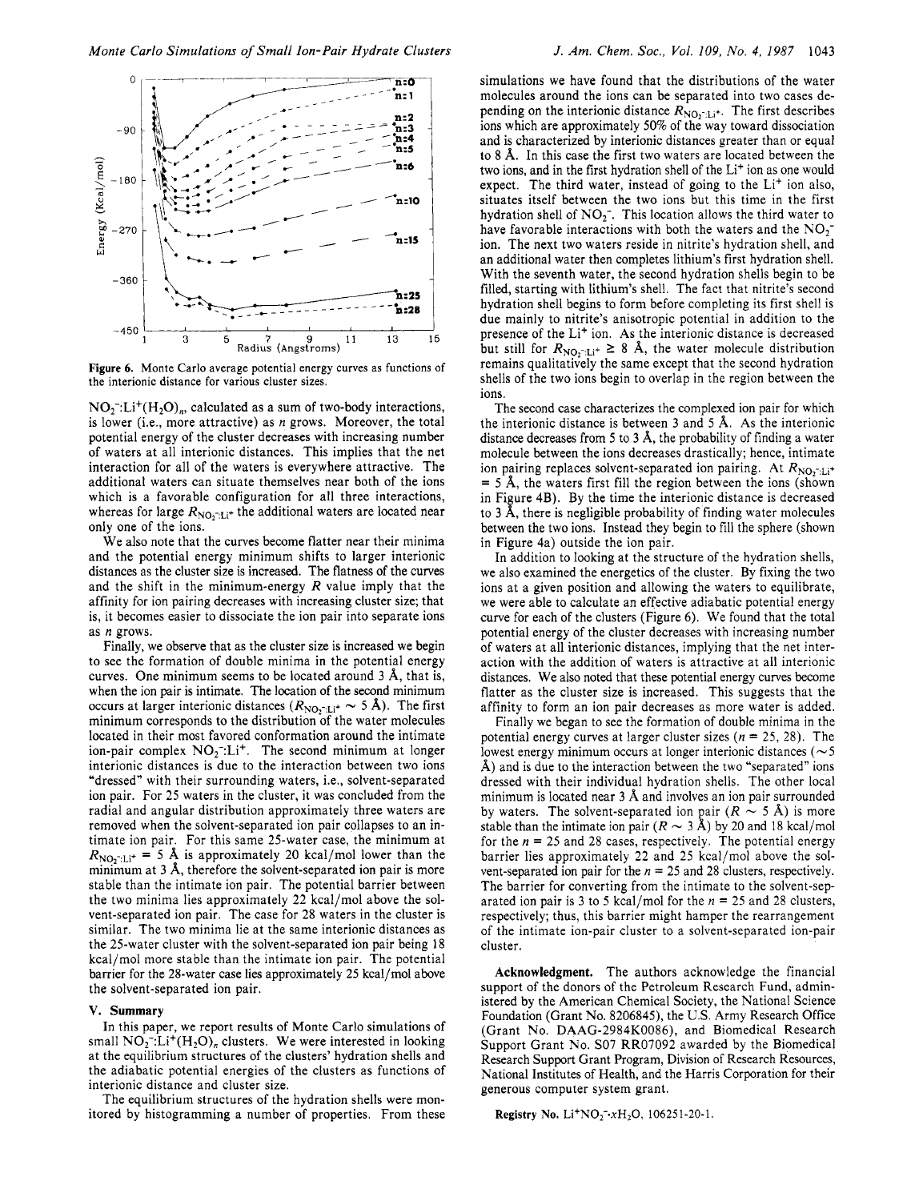0

-90

-180

-270

-360

-450

Energy (Kcal/mol)

n=0
n=1
n=2
n=3
n=4
n=5
n=6
n=10
n=15
n=25
n=28

1 3 5 7 9 11 13 15

Radius (Angstroms)

**Figure 6.** Monte Carlo average potential energy curves as functions of the interionic distance for various cluster sizes.

$NO_2^-:Li^+(H_2O)_n$, calculated as a sum of two-body interactions, is lower (i.e., more attractive) as $n$ grows. Moreover, the total potential energy of the cluster decreases with increasing number of waters at all interionic distances. This implies that the net interaction for all of the waters is everywhere attractive. The additional waters can situate themselves near both of the ions which is a favorable configuration for all three interactions, whereas for large $R_{NO_2^-:Li^+}$ the additional waters are located near only one of the ions.

We also note that the curves become flatter near their minima and the potential energy minimum shifts to larger interionic distances as the cluster size is increased. The flatness of the curves and the shift in the minimum-energy $R$ value imply that the affinity for ion pairing decreases with increasing cluster size; that is, it becomes easier to dissociate the ion pair into separate ions as $n$ grows.

Finally, we observe that as the cluster size is increased we begin to see the formation of double minima in the potential energy curves. One minimum seems to be located around 3 Å, that is, when the ion pair is intimate. The location of the second minimum occurs at larger interionic distances ($R_{NO_2^-:Li^+} \sim 5$ Å). The first minimum corresponds to the distribution of the water molecules located in their most favored conformation around the intimate ion-pair complex $NO_2^-:Li^+$. The second minimum at longer interionic distances is due to the interaction between two ions "dressed" with their surrounding waters, i.e., solvent-separated ion pair. For 25 waters in the cluster, it was concluded from the radial and angular distribution approximately three waters are removed when the solvent-separated ion pair collapses to an intimate ion pair. For this same 25-water case, the minimum at $R_{NO_2^-:Li^+} = 5$ Å is approximately 20 kcal/mol lower than the minimum at 3 Å, therefore the solvent-separated ion pair is more stable than the intimate ion pair. The potential barrier between the two minima lies approximately 22 kcal/mol above the solvent-separated ion pair. The case for 28 waters in the cluster is similar. The two minima lie at the same interionic distances as the 25-water cluster with the solvent-separated ion pair being 18 kcal/mol more stable than the intimate ion pair. The potential barrier for the 28-water case lies approximately 25 kcal/mol above the solvent-separated ion pair.

## V. Summary

In this paper, we report results of Monte Carlo simulations of small $NO_2^-:Li^+(H_2O)_n$ clusters. We were interested in looking at the equilibrium structures of the clusters' hydration shells and the adiabatic potential energies of the clusters as functions of interionic distance and cluster size.

The equilibrium structures of the hydration shells were monitored by histogramming a number of properties. From these simulations we have found that the distributions of the water molecules around the ions can be separated into two cases depending on the interionic distance $R_{NO_2^-:Li^+}$. The first describes ions which are approximately 50% of the way toward dissociation and is characterized by interionic distances greater than or equal to 8 Å. In this case the first two waters are located between the two ions, and in the first hydration shell of the $Li^+$ ion as one would expect. The third water, instead of going to the $Li^+$ ion also, situates itself between the two ions but this time in the first hydration shell of $NO_2^-$. This location allows the third water to have favorable interactions with both the waters and the $NO_2^-$ ion. The next two waters reside in nitrite's hydration shell, and an additional water then completes lithium's first hydration shell. With the seventh water, the second hydration shells begin to be filled, starting with lithium's shell. The fact that nitrite's second hydration shell begins to form before completing its first shell is due mainly to nitrite's anisotropic potential in addition to the presence of the $Li^+$ ion. As the interionic distance is decreased but still for $R_{NO_2^-:Li^+} \geq 8$ Å, the water molecule distribution remains qualitatively the same except that the second hydration shells of the two ions begin to overlap in the region between the ions.

The second case characterizes the complexed ion pair for which the interionic distance is between 3 and 5 Å. As the interionic distance decreases from 5 to 3 Å, the probability of finding a water molecule between the ions decreases drastically; hence, intimate ion pairing replaces solvent-separated ion pairing. At $R_{NO_2^-:Li^+} = 5$ Å, the waters first fill the region between the ions (shown in Figure 4B). By the time the interionic distance is decreased to 3 Å, there is negligible probability of finding water molecules between the two ions. Instead they begin to fill the sphere (shown in Figure 4a) outside the ion pair.

In addition to looking at the structure of the hydration shells, we also examined the energetics of the cluster. By fixing the two ions at a given position and allowing the waters to equilibrate, we were able to calculate an effective adiabatic potential energy curve for each of the clusters (Figure 6). We found that the total potential energy of the cluster decreases with increasing number of waters at all interionic distances, implying that the net interaction with the addition of waters is attractive at all interionic distances. We also noted that these potential energy curves become flatter as the cluster size is increased. This suggests that the affinity to form an ion pair decreases as more water is added.

Finally we began to see the formation of double minima in the potential energy curves at larger cluster sizes ($n$ = 25, 28). The lowest energy minimum occurs at longer interionic distances (~5 Å) and is due to the interaction between the two "separated" ions dressed with their individual hydration shells. The other local minimum is located near 3 Å and involves an ion pair surrounded by waters. The solvent-separated ion pair ($R \sim 5$ Å) is more stable than the intimate ion pair ($R \sim 3$ Å) by 20 and 18 kcal/mol for the $n$ = 25 and 28 cases, respectively. The potential energy barrier lies approximately 22 and 25 kcal/mol above the solvent-separated ion pair for the $n$ = 25 and 28 clusters, respectively. The barrier for converting from the intimate to the solvent-separated ion pair is 3 to 5 kcal/mol for the $n$ = 25 and 28 clusters, respectively; thus, this barrier might hamper the rearrangement of the intimate ion-pair cluster to a solvent-separated ion-pair cluster.

**Acknowledgment.** The authors acknowledge the financial support of the donors of the Petroleum Research Fund, administered by the American Chemical Society, the National Science Foundation (Grant No. 8206845), the U.S. Army Research Office (Grant No. DAAG-2984K0086), and Biomedical Research Support Grant No. S07 RR07092 awarded by the Biomedical Research Support Grant Program, Division of Research Resources, National Institutes of Health, and the Harris Corporation for their generous computer system grant.

**Registry No.** $Li^+NO_2^-\cdot xH_2O$, 106251-20-1.